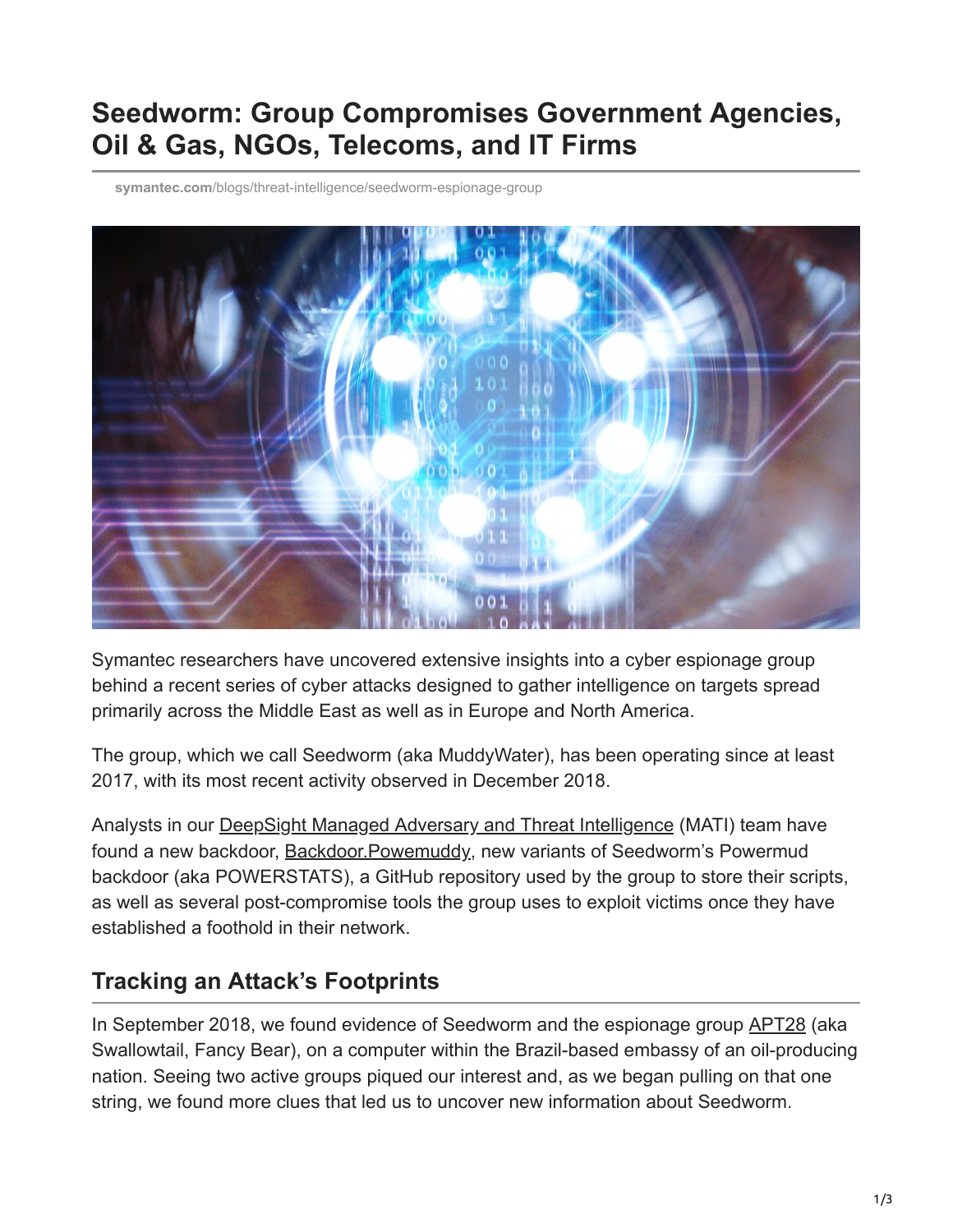# Seedworm: Group Compromises Government Agencies, Oil & Gas, NGOs, Telecoms, and IT Firms

symantec.com/blogs/threat-intelligence/seedworm-espionage-group

Symantec researchers have uncovered extensive insights into a cyber espionage group behind a recent series of cyber attacks designed to gather intelligence on targets spread primarily across the Middle East as well as in Europe and North America.

The group, which we call Seedworm (aka MuddyWater), has been operating since at least 2017, with its most recent activity observed in December 2018.

Analysts in our DeepSight Managed Adversary and Threat Intelligence (MATI) team have found a new backdoor, Backdoor.Powemuddy, new variants of Seedworm's Powermud backdoor (aka POWERSTATS), a GitHub repository used by the group to store their scripts, as well as several post-compromise tools the group uses to exploit victims once they have established a foothold in their network.

## Tracking an Attack's Footprints

In September 2018, we found evidence of Seedworm and the espionage group APT28 (aka Swallowtail, Fancy Bear), on a computer within the Brazil-based embassy of an oil-producing nation. Seeing two active groups piqued our interest and, as we began pulling on that one string, we found more clues that led us to uncover new information about Seedworm.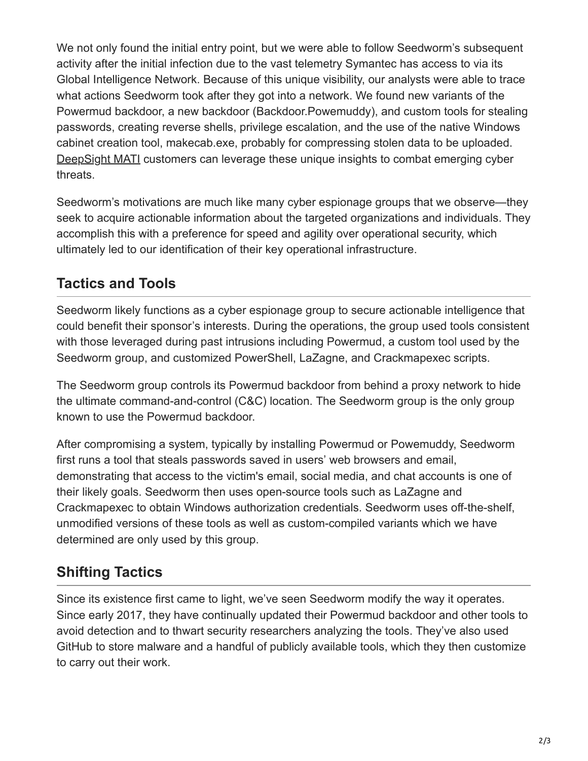We not only found the initial entry point, but we were able to follow Seedworm's subsequent activity after the initial infection due to the vast telemetry Symantec has access to via its Global Intelligence Network. Because of this unique visibility, our analysts were able to trace what actions Seedworm took after they got into a network. We found new variants of the Powermud backdoor, a new backdoor (Backdoor.Powemuddy), and custom tools for stealing passwords, creating reverse shells, privilege escalation, and the use of the native Windows cabinet creation tool, makecab.exe, probably for compressing stolen data to be uploaded. DeepSight MATI customers can leverage these unique insights to combat emerging cyber threats.

Seedworm's motivations are much like many cyber espionage groups that we observe—they seek to acquire actionable information about the targeted organizations and individuals. They accomplish this with a preference for speed and agility over operational security, which ultimately led to our identification of their key operational infrastructure.

## Tactics and Tools

Seedworm likely functions as a cyber espionage group to secure actionable intelligence that could benefit their sponsor's interests. During the operations, the group used tools consistent with those leveraged during past intrusions including Powermud, a custom tool used by the Seedworm group, and customized PowerShell, LaZagne, and Crackmapexec scripts.

The Seedworm group controls its Powermud backdoor from behind a proxy network to hide the ultimate command-and-control (C&C) location. The Seedworm group is the only group known to use the Powermud backdoor.

After compromising a system, typically by installing Powermud or Powemuddy, Seedworm first runs a tool that steals passwords saved in users' web browsers and email, demonstrating that access to the victim's email, social media, and chat accounts is one of their likely goals. Seedworm then uses open-source tools such as LaZagne and Crackmapexec to obtain Windows authorization credentials. Seedworm uses off-the-shelf, unmodified versions of these tools as well as custom-compiled variants which we have determined are only used by this group.

## Shifting Tactics

Since its existence first came to light, we've seen Seedworm modify the way it operates. Since early 2017, they have continually updated their Powermud backdoor and other tools to avoid detection and to thwart security researchers analyzing the tools. They've also used GitHub to store malware and a handful of publicly available tools, which they then customize to carry out their work.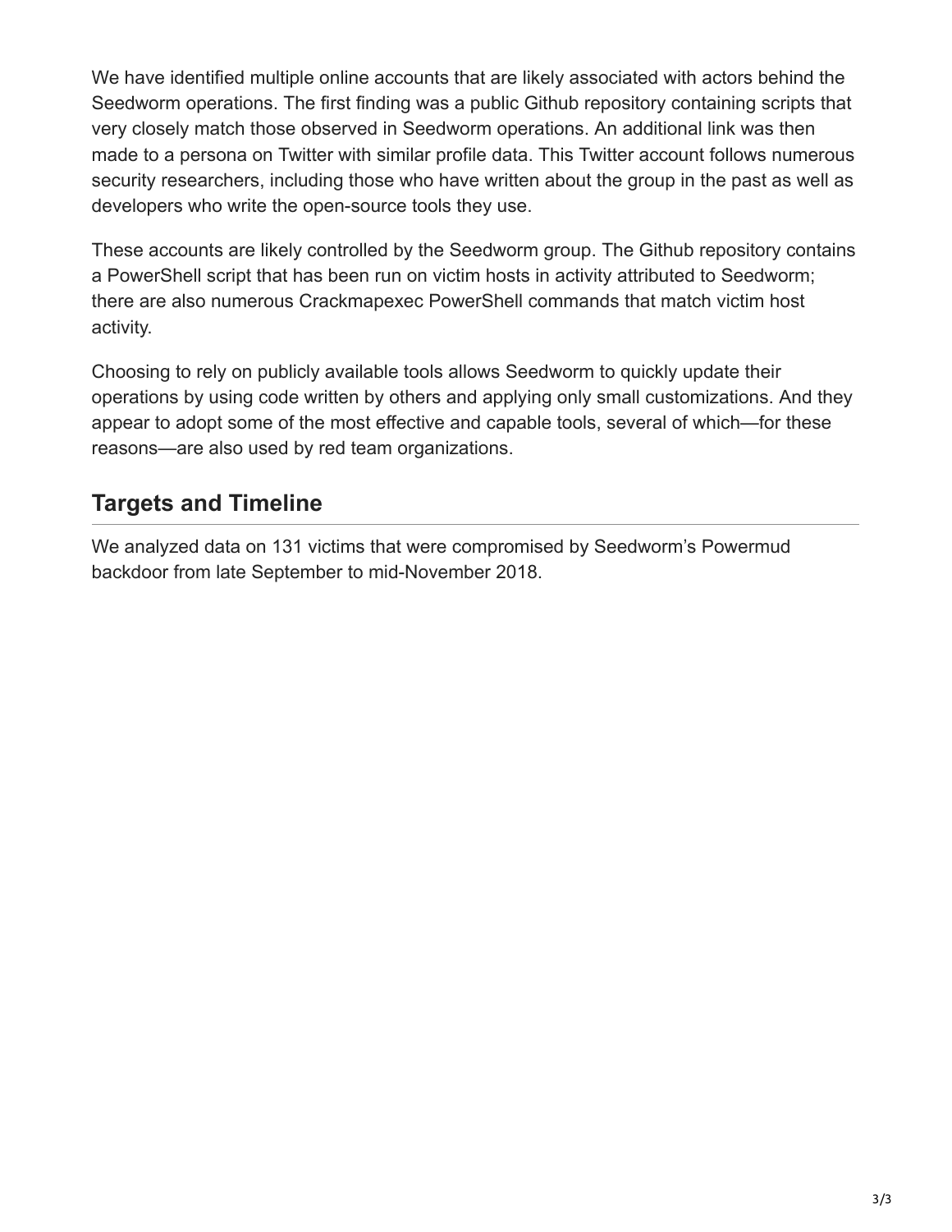We have identified multiple online accounts that are likely associated with actors behind the Seedworm operations. The first finding was a public Github repository containing scripts that very closely match those observed in Seedworm operations. An additional link was then made to a persona on Twitter with similar profile data. This Twitter account follows numerous security researchers, including those who have written about the group in the past as well as developers who write the open-source tools they use.

These accounts are likely controlled by the Seedworm group. The Github repository contains a PowerShell script that has been run on victim hosts in activity attributed to Seedworm; there are also numerous Crackmapexec PowerShell commands that match victim host activity.

Choosing to rely on publicly available tools allows Seedworm to quickly update their operations by using code written by others and applying only small customizations. And they appear to adopt some of the most effective and capable tools, several of which—for these reasons—are also used by red team organizations.

## Targets and Timeline

We analyzed data on 131 victims that were compromised by Seedworm's Powermud backdoor from late September to mid-November 2018.